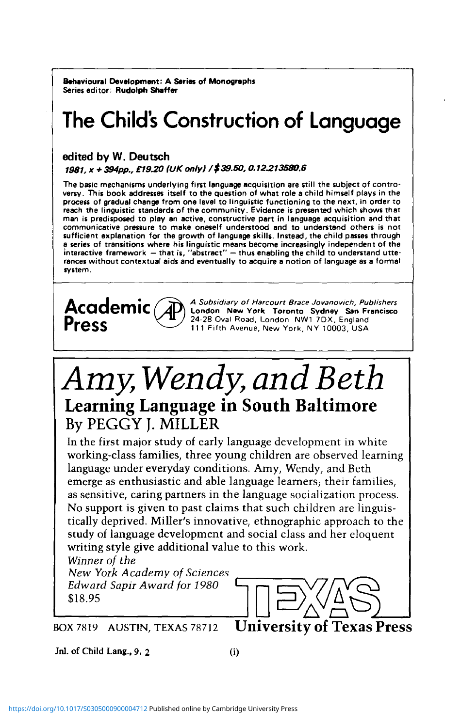**Behavioural Development: A Series of Monographs**
Series editor: **Rudolph Shaffer**

# The Child's Construction of Language

## edited by W. Deutsch

***1981, x + 394pp., £19.20 (UK only) / $39.50, 0.12.213580.6***

The basic mechanisms underlying first language acquisition are still the subject of controversy. This book addresses itself to the question of what role a child himself plays in the process of gradual change from one level to linguistic functioning to the next, in order to reach the linguistic standards of the community. Evidence is presented which shows that man is predisposed to play an active, constructive part in language acquisition and that communicative pressure to make oneself understood and to understand others is not sufficient explanation for the growth of language skills. Instead, the child passes through a series of transitions where his linguistic means become increasingly independent of the interactive framework — that is, "abstract" — thus enabling the child to understand utterances without contextual aids and eventually to acquire a notion of language as a formal system.

**Academic Press**

*A Subsidiary of Harcourt Brace Jovanovich, Publishers*
**London New York Toronto Sydney San Francisco**
24-28 Oval Road, London NW1 7DX, England
111 Fifth Avenue, New York, NY 10003, USA

# *Amy, Wendy, and Beth*

## Learning Language in South Baltimore

By PEGGY J. MILLER

In the first major study of early language development in white working-class families, three young children are observed learning language under everyday conditions. Amy, Wendy, and Beth emerge as enthusiastic and able language learners; their families, as sensitive, caring partners in the language socialization process. No support is given to past claims that such children are linguistically deprived. Miller's innovative, ethnographic approach to the study of language development and social class and her eloquent writing style give additional value to this work.

*Winner of the*
*New York Academy of Sciences*
*Edward Sapir Award for 1980*
$18.95

BOX 7819 AUSTIN, TEXAS 78712 **University of Texas Press**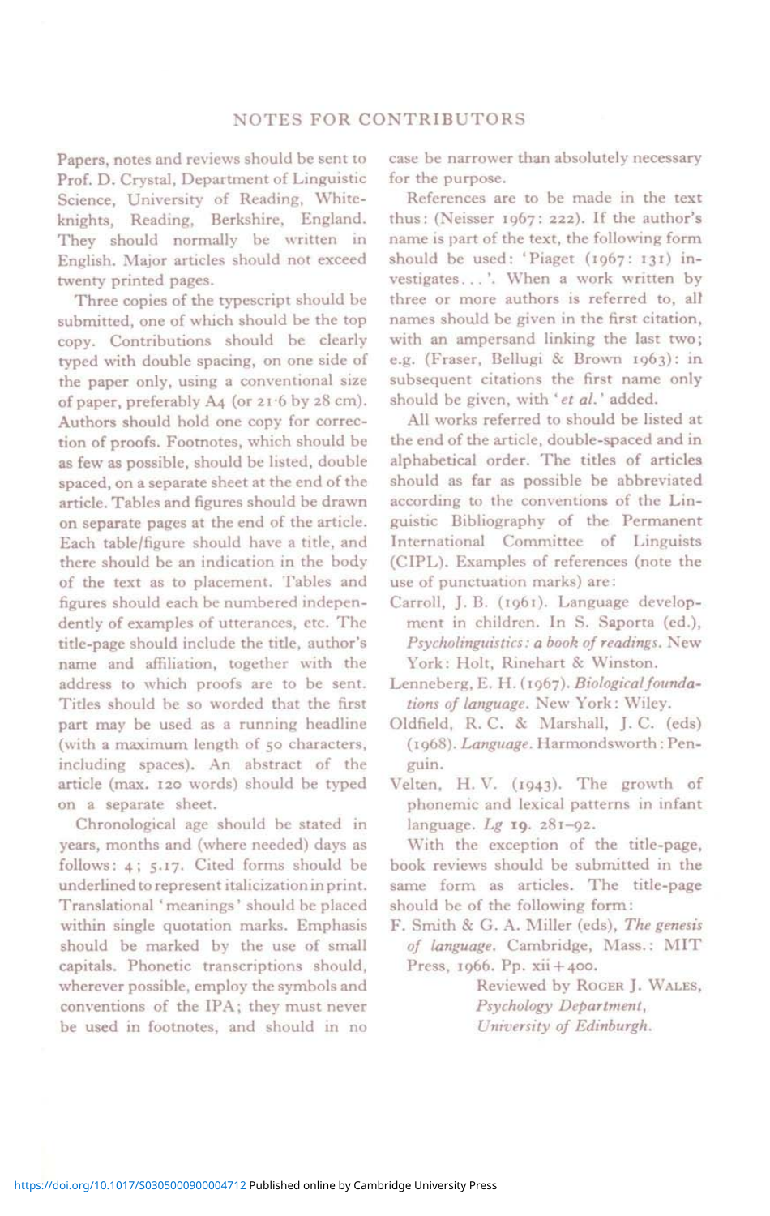# NOTES FOR CONTRIBUTORS

Papers, notes and reviews should be sent to Prof. D. Crystal, Department of Linguistic Science, University of Reading, Whiteknights, Reading, Berkshire, England. They should normally be written in English. Major articles should not exceed twenty printed pages.

Three copies of the typescript should be submitted, one of which should be the top copy. Contributions should be clearly typed with double spacing, on one side of the paper only, using a conventional size of paper, preferably A4 (or 21·6 by 28 cm). Authors should hold one copy for correction of proofs. Footnotes, which should be as few as possible, should be listed, double spaced, on a separate sheet at the end of the article. Tables and figures should be drawn on separate pages at the end of the article. Each table/figure should have a title, and there should be an indication in the body of the text as to placement. Tables and figures should each be numbered independently of examples of utterances, etc. The title-page should include the title, author's name and affiliation, together with the address to which proofs are to be sent. Titles should be so worded that the first part may be used as a running headline (with a maximum length of 50 characters, including spaces). An abstract of the article (max. 120 words) should be typed on a separate sheet.

Chronological age should be stated in years, months and (where needed) days as follows: 4; 5.17. Cited forms should be underlined to represent italicization in print. Translational 'meanings' should be placed within single quotation marks. Emphasis should be marked by the use of small capitals. Phonetic transcriptions should, wherever possible, employ the symbols and conventions of the IPA; they must never be used in footnotes, and should in no case be narrower than absolutely necessary for the purpose.

References are to be made in the text thus: (Neisser 1967: 222). If the author's name is part of the text, the following form should be used: 'Piaget (1967: 131) investigates...'. When a work written by three or more authors is referred to, all names should be given in the first citation, with an ampersand linking the last two; e.g. (Fraser, Bellugi & Brown 1963): in subsequent citations the first name only should be given, with '*et al.*' added.

All works referred to should be listed at the end of the article, double-spaced and in alphabetical order. The titles of articles should as far as possible be abbreviated according to the conventions of the Linguistic Bibliography of the Permanent International Committee of Linguists (CIPL). Examples of references (note the use of punctuation marks) are:

Carroll, J. B. (1961). Language development in children. In S. Saporta (ed.), *Psycholinguistics: a book of readings*. New York: Holt, Rinehart & Winston.

Lenneberg, E. H. (1967). *Biological foundations of language*. New York: Wiley.

Oldfield, R. C. & Marshall, J. C. (eds) (1968). *Language*. Harmondsworth: Penguin.

Velten, H. V. (1943). The growth of phonemic and lexical patterns in infant language. *Lg* **19**. 281–92.

With the exception of the title-page, book reviews should be submitted in the same form as articles. The title-page should be of the following form:

F. Smith & G. A. Miller (eds), *The genesis of language*. Cambridge, Mass.: MIT Press, 1966. Pp. xii+400.

Reviewed by Roger J. Wales,
*Psychology Department,*
*University of Edinburgh.*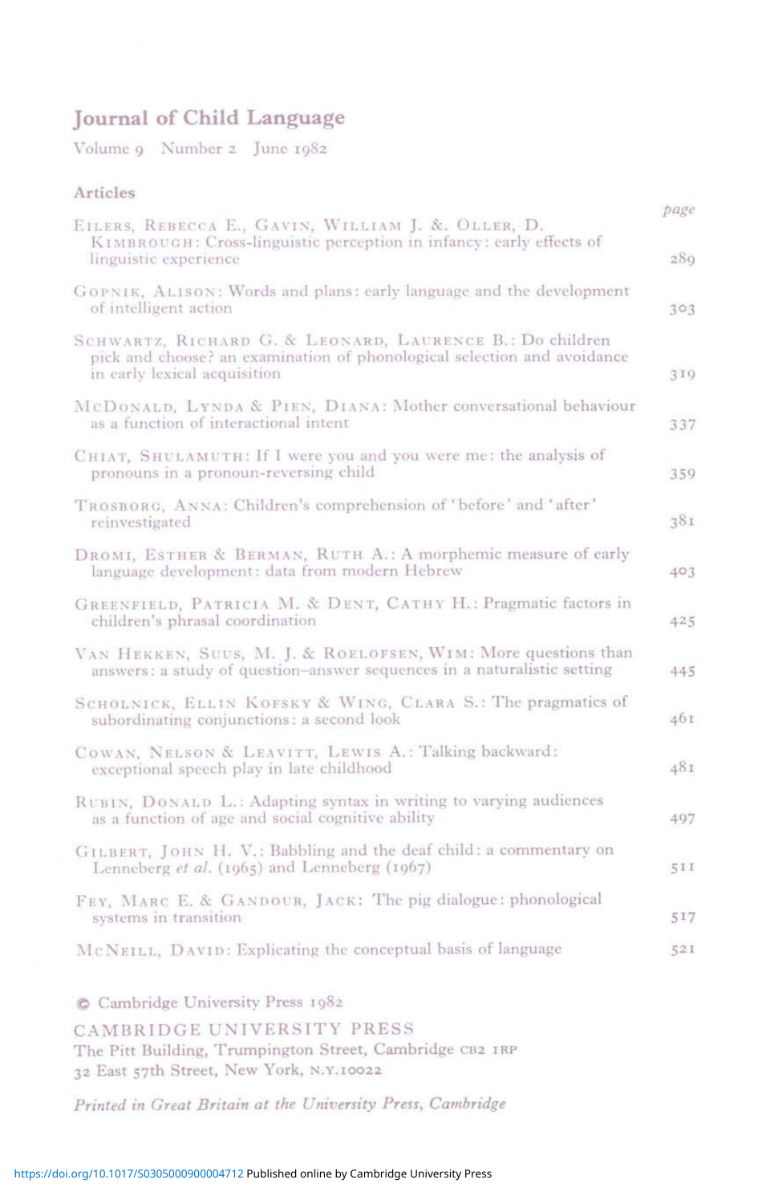# Journal of Child Language

Volume 9 Number 2 June 1982

## Articles

| | page |
|---|---|
| EILERS, REBECCA E., GAVIN, WILLIAM J. & OLLER, D. KIMBROUGH: Cross-linguistic perception in infancy: early effects of linguistic experience | 289 |
| GOPNIK, ALISON: Words and plans: early language and the development of intelligent action | 303 |
| SCHWARTZ, RICHARD G. & LEONARD, LAURENCE B.: Do children pick and choose? an examination of phonological selection and avoidance in early lexical acquisition | 319 |
| MCDONALD, LYNDA & PIEN, DIANA: Mother conversational behaviour as a function of interactional intent | 337 |
| CHIAT, SHULAMUTH: If I were you and you were me: the analysis of pronouns in a pronoun-reversing child | 359 |
| TROSBORG, ANNA: Children's comprehension of 'before' and 'after' reinvestigated | 381 |
| DROMI, ESTHER & BERMAN, RUTH A.: A morphemic measure of early language development: data from modern Hebrew | 403 |
| GREENFIELD, PATRICIA M. & DENT, CATHY H.: Pragmatic factors in children's phrasal coordination | 425 |
| VAN HEKKEN, SUUS, M. J. & ROELOFSEN, WIM: More questions than answers: a study of question–answer sequences in a naturalistic setting | 445 |
| SCHOLNICK, ELLIN KOFSKY & WING, CLARA S.: The pragmatics of subordinating conjunctions: a second look | 461 |
| COWAN, NELSON & LEAVITT, LEWIS A.: Talking backward: exceptional speech play in late childhood | 481 |
| RUBIN, DONALD L.: Adapting syntax in writing to varying audiences as a function of age and social cognitive ability | 497 |
| GILBERT, JOHN H. V.: Babbling and the deaf child: a commentary on Lenneberg *et al.* (1965) and Lenneberg (1967) | 511 |
| FEY, MARC E. & GANDOUR, JACK: The pig dialogue: phonological systems in transition | 517 |
| MCNEILL, DAVID: Explicating the conceptual basis of language | 521 |

© Cambridge University Press 1982

CAMBRIDGE UNIVERSITY PRESS
The Pitt Building, Trumpington Street, Cambridge CB2 1RP
32 East 57th Street, New York, N.Y.10022

*Printed in Great Britain at the University Press, Cambridge*